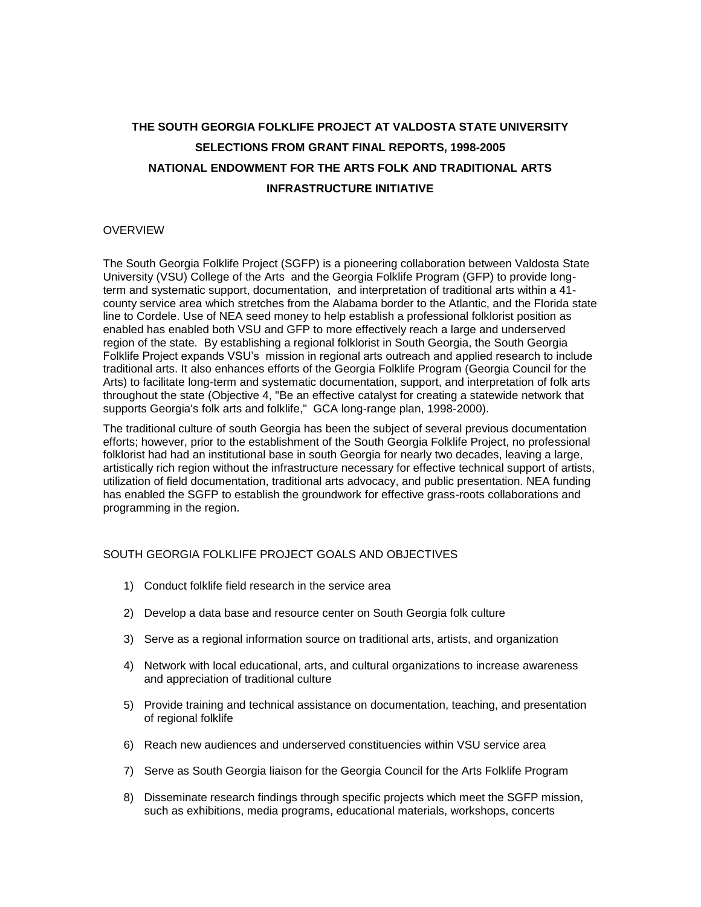# THE SOUTH GEORGIA FOLKLIFE PROJECT AT VALDOSTA STATE UNIVERSITY
# SELECTIONS FROM GRANT FINAL REPORTS, 1998-2005
# NATIONAL ENDOWMENT FOR THE ARTS FOLK AND TRADITIONAL ARTS INFRASTRUCTURE INITIATIVE

## OVERVIEW

The South Georgia Folklife Project (SGFP) is a pioneering collaboration between Valdosta State University (VSU) College of the Arts and the Georgia Folklife Program (GFP) to provide long-term and systematic support, documentation, and interpretation of traditional arts within a 41-county service area which stretches from the Alabama border to the Atlantic, and the Florida state line to Cordele. Use of NEA seed money to help establish a professional folklorist position as enabled has enabled both VSU and GFP to more effectively reach a large and underserved region of the state. By establishing a regional folklorist in South Georgia, the South Georgia Folklife Project expands VSU's mission in regional arts outreach and applied research to include traditional arts. It also enhances efforts of the Georgia Folklife Program (Georgia Council for the Arts) to facilitate long-term and systematic documentation, support, and interpretation of folk arts throughout the state (Objective 4, "Be an effective catalyst for creating a statewide network that supports Georgia's folk arts and folklife," GCA long-range plan, 1998-2000).

The traditional culture of south Georgia has been the subject of several previous documentation efforts; however, prior to the establishment of the South Georgia Folklife Project, no professional folklorist had had an institutional base in south Georgia for nearly two decades, leaving a large, artistically rich region without the infrastructure necessary for effective technical support of artists, utilization of field documentation, traditional arts advocacy, and public presentation. NEA funding has enabled the SGFP to establish the groundwork for effective grass-roots collaborations and programming in the region.

## SOUTH GEORGIA FOLKLIFE PROJECT GOALS AND OBJECTIVES

1) Conduct folklife field research in the service area
2) Develop a data base and resource center on South Georgia folk culture
3) Serve as a regional information source on traditional arts, artists, and organization
4) Network with local educational, arts, and cultural organizations to increase awareness and appreciation of traditional culture
5) Provide training and technical assistance on documentation, teaching, and presentation of regional folklife
6) Reach new audiences and underserved constituencies within VSU service area
7) Serve as South Georgia liaison for the Georgia Council for the Arts Folklife Program
8) Disseminate research findings through specific projects which meet the SGFP mission, such as exhibitions, media programs, educational materials, workshops, concerts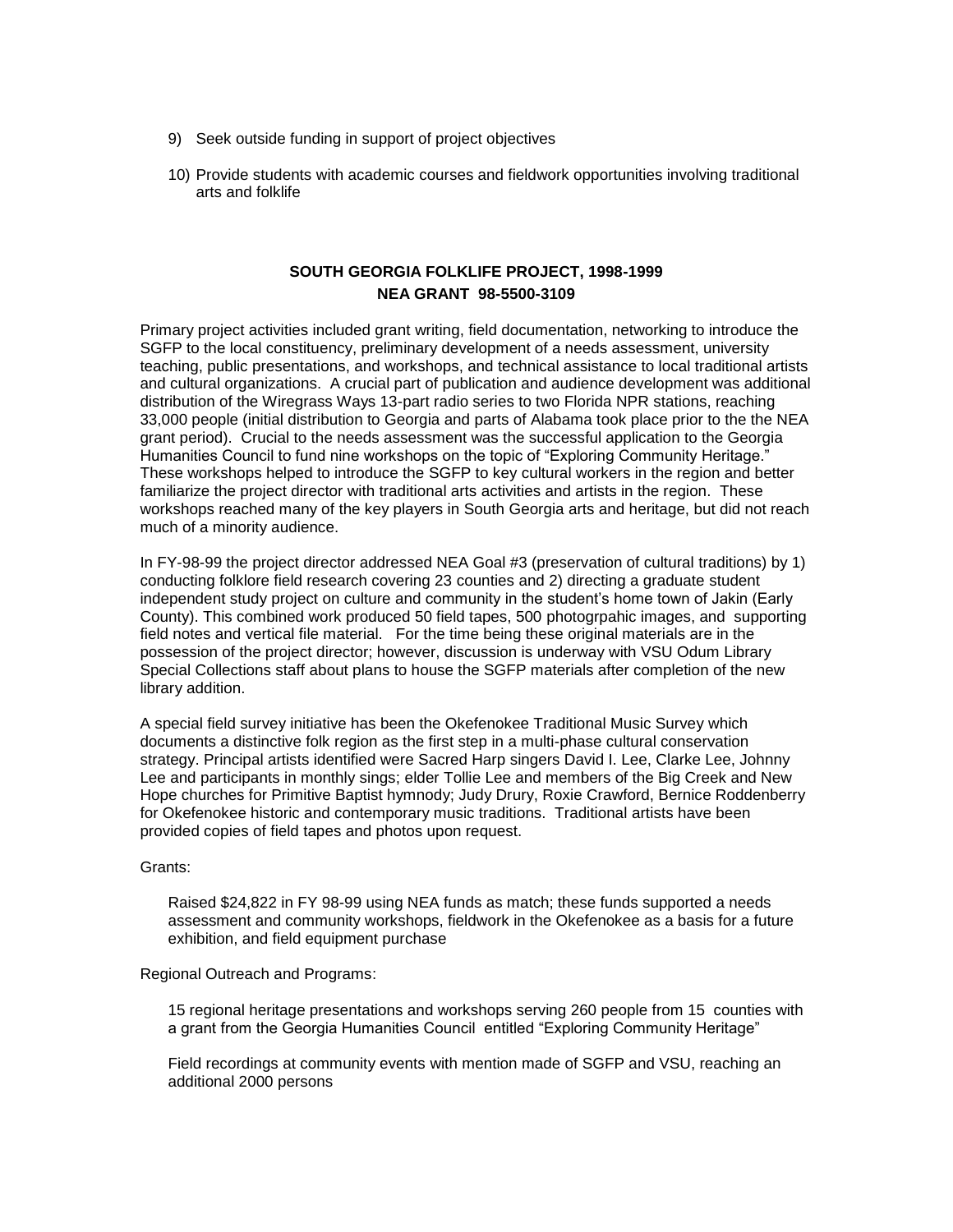9) Seek outside funding in support of project objectives

10) Provide students with academic courses and fieldwork opportunities involving traditional arts and folklife

**SOUTH GEORGIA FOLKLIFE PROJECT, 1998-1999**
**NEA GRANT 98-5500-3109**

Primary project activities included grant writing, field documentation, networking to introduce the SGFP to the local constituency, preliminary development of a needs assessment, university teaching, public presentations, and workshops, and technical assistance to local traditional artists and cultural organizations. A crucial part of publication and audience development was additional distribution of the Wiregrass Ways 13-part radio series to two Florida NPR stations, reaching 33,000 people (initial distribution to Georgia and parts of Alabama took place prior to the the NEA grant period). Crucial to the needs assessment was the successful application to the Georgia Humanities Council to fund nine workshops on the topic of "Exploring Community Heritage." These workshops helped to introduce the SGFP to key cultural workers in the region and better familiarize the project director with traditional arts activities and artists in the region. These workshops reached many of the key players in South Georgia arts and heritage, but did not reach much of a minority audience.

In FY-98-99 the project director addressed NEA Goal #3 (preservation of cultural traditions) by 1) conducting folklore field research covering 23 counties and 2) directing a graduate student independent study project on culture and community in the student's home town of Jakin (Early County). This combined work produced 50 field tapes, 500 photogrpahic images, and supporting field notes and vertical file material. For the time being these original materials are in the possession of the project director; however, discussion is underway with VSU Odum Library Special Collections staff about plans to house the SGFP materials after completion of the new library addition.

A special field survey initiative has been the Okefenokee Traditional Music Survey which documents a distinctive folk region as the first step in a multi-phase cultural conservation strategy. Principal artists identified were Sacred Harp singers David I. Lee, Clarke Lee, Johnny Lee and participants in monthly sings; elder Tollie Lee and members of the Big Creek and New Hope churches for Primitive Baptist hymnody; Judy Drury, Roxie Crawford, Bernice Roddenberry for Okefenokee historic and contemporary music traditions. Traditional artists have been provided copies of field tapes and photos upon request.

Grants:

Raised $24,822 in FY 98-99 using NEA funds as match; these funds supported a needs assessment and community workshops, fieldwork in the Okefenokee as a basis for a future exhibition, and field equipment purchase

Regional Outreach and Programs:

15 regional heritage presentations and workshops serving 260 people from 15 counties with a grant from the Georgia Humanities Council entitled "Exploring Community Heritage"

Field recordings at community events with mention made of SGFP and VSU, reaching an additional 2000 persons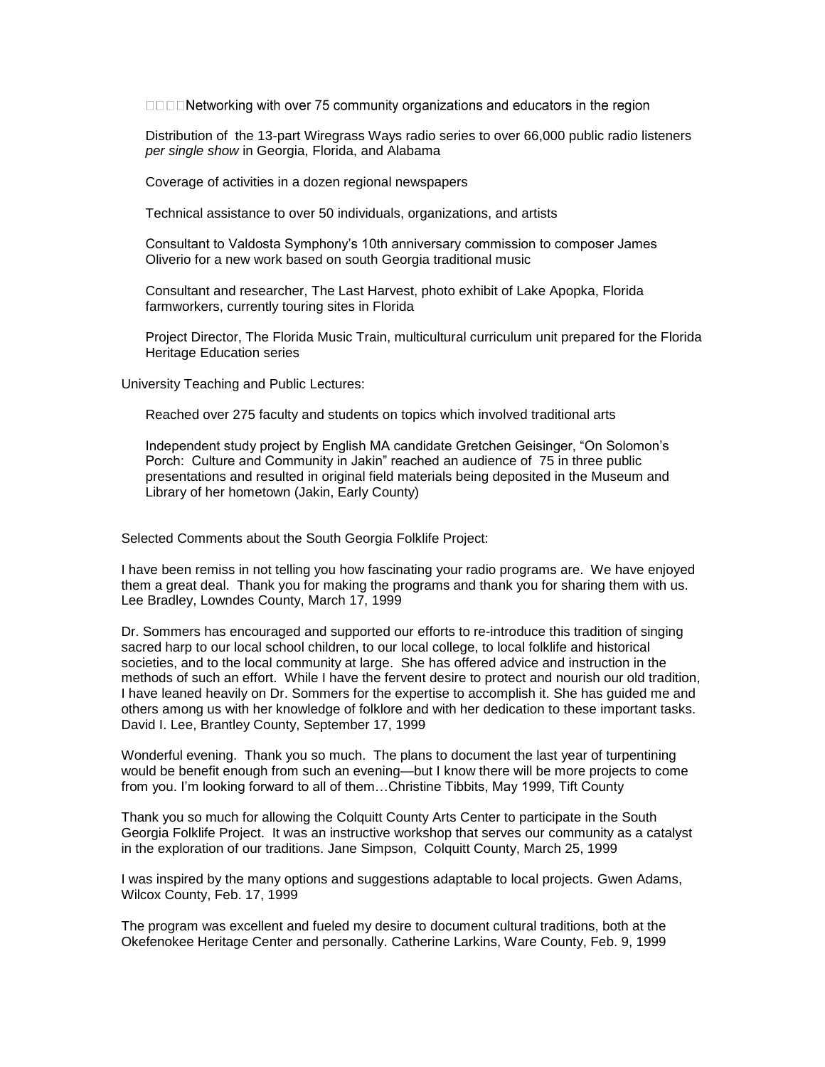- Networking with over 75 community organizations and educators in the region
- Distribution of the 13-part Wiregrass Ways radio series to over 66,000 public radio listeners *per single show* in Georgia, Florida, and Alabama
- Coverage of activities in a dozen regional newspapers
- Technical assistance to over 50 individuals, organizations, and artists
- Consultant to Valdosta Symphony's 10th anniversary commission to composer James Oliverio for a new work based on south Georgia traditional music
- Consultant and researcher, The Last Harvest, photo exhibit of Lake Apopka, Florida farmworkers, currently touring sites in Florida
- Project Director, The Florida Music Train, multicultural curriculum unit prepared for the Florida Heritage Education series

University Teaching and Public Lectures:

- Reached over 275 faculty and students on topics which involved traditional arts
- Independent study project by English MA candidate Gretchen Geisinger, "On Solomon's Porch: Culture and Community in Jakin" reached an audience of 75 in three public presentations and resulted in original field materials being deposited in the Museum and Library of her hometown (Jakin, Early County)

Selected Comments about the South Georgia Folklife Project:

I have been remiss in not telling you how fascinating your radio programs are. We have enjoyed them a great deal. Thank you for making the programs and thank you for sharing them with us. Lee Bradley, Lowndes County, March 17, 1999

Dr. Sommers has encouraged and supported our efforts to re-introduce this tradition of singing sacred harp to our local school children, to our local college, to local folklife and historical societies, and to the local community at large. She has offered advice and instruction in the methods of such an effort. While I have the fervent desire to protect and nourish our old tradition, I have leaned heavily on Dr. Sommers for the expertise to accomplish it. She has guided me and others among us with her knowledge of folklore and with her dedication to these important tasks. David I. Lee, Brantley County, September 17, 1999

Wonderful evening. Thank you so much. The plans to document the last year of turpentining would be benefit enough from such an evening—but I know there will be more projects to come from you. I'm looking forward to all of them…Christine Tibbits, May 1999, Tift County

Thank you so much for allowing the Colquitt County Arts Center to participate in the South Georgia Folklife Project. It was an instructive workshop that serves our community as a catalyst in the exploration of our traditions. Jane Simpson, Colquitt County, March 25, 1999

I was inspired by the many options and suggestions adaptable to local projects. Gwen Adams, Wilcox County, Feb. 17, 1999

The program was excellent and fueled my desire to document cultural traditions, both at the Okefenokee Heritage Center and personally. Catherine Larkins, Ware County, Feb. 9, 1999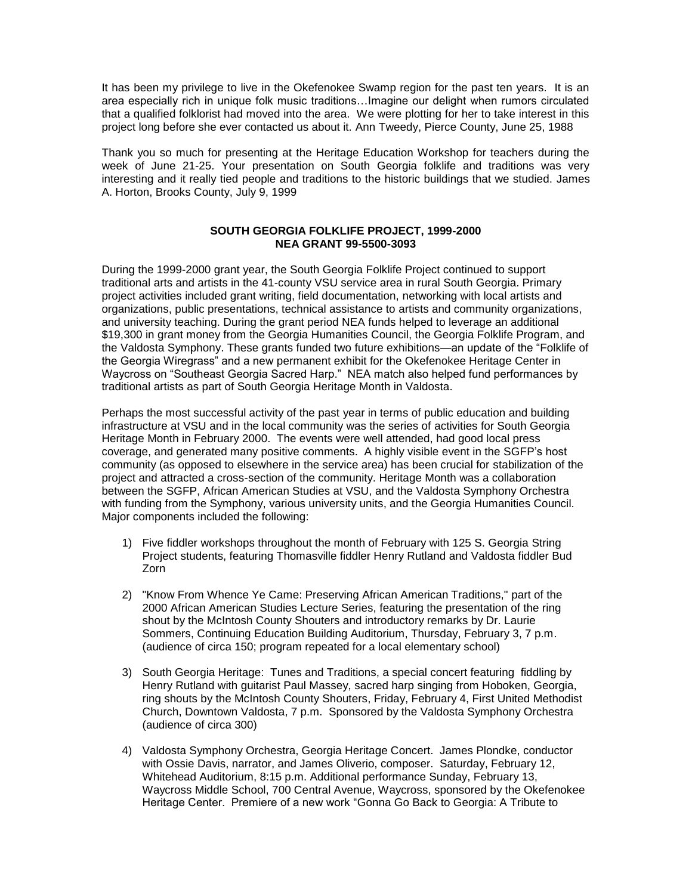It has been my privilege to live in the Okefenokee Swamp region for the past ten years. It is an area especially rich in unique folk music traditions…Imagine our delight when rumors circulated that a qualified folklorist had moved into the area. We were plotting for her to take interest in this project long before she ever contacted us about it. Ann Tweedy, Pierce County, June 25, 1988

Thank you so much for presenting at the Heritage Education Workshop for teachers during the week of June 21-25. Your presentation on South Georgia folklife and traditions was very interesting and it really tied people and traditions to the historic buildings that we studied. James A. Horton, Brooks County, July 9, 1999

**SOUTH GEORGIA FOLKLIFE PROJECT, 1999-2000**
**NEA GRANT 99-5500-3093**

During the 1999-2000 grant year, the South Georgia Folklife Project continued to support traditional arts and artists in the 41-county VSU service area in rural South Georgia. Primary project activities included grant writing, field documentation, networking with local artists and organizations, public presentations, technical assistance to artists and community organizations, and university teaching. During the grant period NEA funds helped to leverage an additional $19,300 in grant money from the Georgia Humanities Council, the Georgia Folklife Program, and the Valdosta Symphony. These grants funded two future exhibitions—an update of the "Folklife of the Georgia Wiregrass" and a new permanent exhibit for the Okefenokee Heritage Center in Waycross on "Southeast Georgia Sacred Harp." NEA match also helped fund performances by traditional artists as part of South Georgia Heritage Month in Valdosta.

Perhaps the most successful activity of the past year in terms of public education and building infrastructure at VSU and in the local community was the series of activities for South Georgia Heritage Month in February 2000. The events were well attended, had good local press coverage, and generated many positive comments. A highly visible event in the SGFP's host community (as opposed to elsewhere in the service area) has been crucial for stabilization of the project and attracted a cross-section of the community. Heritage Month was a collaboration between the SGFP, African American Studies at VSU, and the Valdosta Symphony Orchestra with funding from the Symphony, various university units, and the Georgia Humanities Council. Major components included the following:

1) Five fiddler workshops throughout the month of February with 125 S. Georgia String Project students, featuring Thomasville fiddler Henry Rutland and Valdosta fiddler Bud Zorn

2) "Know From Whence Ye Came: Preserving African American Traditions," part of the 2000 African American Studies Lecture Series, featuring the presentation of the ring shout by the McIntosh County Shouters and introductory remarks by Dr. Laurie Sommers, Continuing Education Building Auditorium, Thursday, February 3, 7 p.m. (audience of circa 150; program repeated for a local elementary school)

3) South Georgia Heritage: Tunes and Traditions, a special concert featuring fiddling by Henry Rutland with guitarist Paul Massey, sacred harp singing from Hoboken, Georgia, ring shouts by the McIntosh County Shouters, Friday, February 4, First United Methodist Church, Downtown Valdosta, 7 p.m. Sponsored by the Valdosta Symphony Orchestra (audience of circa 300)

4) Valdosta Symphony Orchestra, Georgia Heritage Concert. James Plondke, conductor with Ossie Davis, narrator, and James Oliverio, composer. Saturday, February 12, Whitehead Auditorium, 8:15 p.m. Additional performance Sunday, February 13, Waycross Middle School, 700 Central Avenue, Waycross, sponsored by the Okefenokee Heritage Center. Premiere of a new work "Gonna Go Back to Georgia: A Tribute to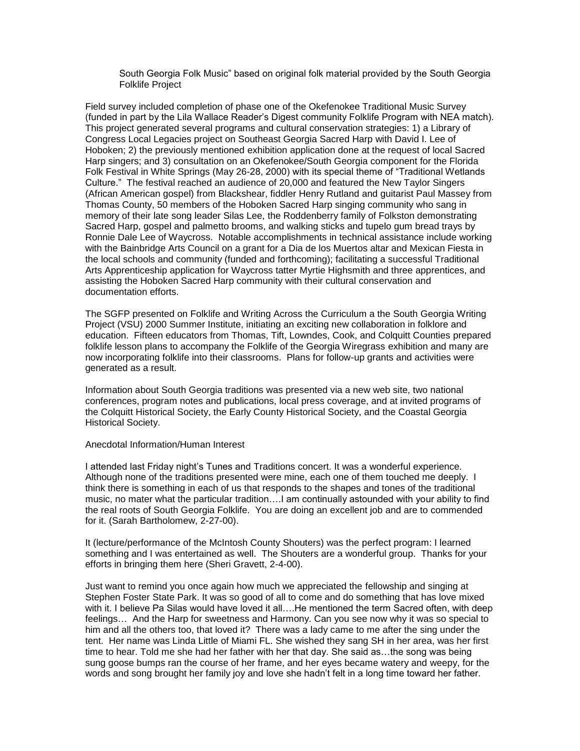South Georgia Folk Music" based on original folk material provided by the South Georgia Folklife Project

Field survey included completion of phase one of the Okefenokee Traditional Music Survey (funded in part by the Lila Wallace Reader's Digest community Folklife Program with NEA match). This project generated several programs and cultural conservation strategies: 1) a Library of Congress Local Legacies project on Southeast Georgia Sacred Harp with David I. Lee of Hoboken; 2) the previously mentioned exhibition application done at the request of local Sacred Harp singers; and 3) consultation on an Okefenokee/South Georgia component for the Florida Folk Festival in White Springs (May 26-28, 2000) with its special theme of "Traditional Wetlands Culture." The festival reached an audience of 20,000 and featured the New Taylor Singers (African American gospel) from Blackshear, fiddler Henry Rutland and guitarist Paul Massey from Thomas County, 50 members of the Hoboken Sacred Harp singing community who sang in memory of their late song leader Silas Lee, the Roddenberry family of Folkston demonstrating Sacred Harp, gospel and palmetto brooms, and walking sticks and tupelo gum bread trays by Ronnie Dale Lee of Waycross. Notable accomplishments in technical assistance include working with the Bainbridge Arts Council on a grant for a Dia de los Muertos altar and Mexican Fiesta in the local schools and community (funded and forthcoming); facilitating a successful Traditional Arts Apprenticeship application for Waycross tatter Myrtie Highsmith and three apprentices, and assisting the Hoboken Sacred Harp community with their cultural conservation and documentation efforts.

The SGFP presented on Folklife and Writing Across the Curriculum a the South Georgia Writing Project (VSU) 2000 Summer Institute, initiating an exciting new collaboration in folklore and education. Fifteen educators from Thomas, Tift, Lowndes, Cook, and Colquitt Counties prepared folklife lesson plans to accompany the Folklife of the Georgia Wiregrass exhibition and many are now incorporating folklife into their classrooms. Plans for follow-up grants and activities were generated as a result.

Information about South Georgia traditions was presented via a new web site, two national conferences, program notes and publications, local press coverage, and at invited programs of the Colquitt Historical Society, the Early County Historical Society, and the Coastal Georgia Historical Society.

Anecdotal Information/Human Interest

I attended last Friday night's Tunes and Traditions concert. It was a wonderful experience. Although none of the traditions presented were mine, each one of them touched me deeply. I think there is something in each of us that responds to the shapes and tones of the traditional music, no mater what the particular tradition….I am continually astounded with your ability to find the real roots of South Georgia Folklife. You are doing an excellent job and are to commended for it. (Sarah Bartholomew, 2-27-00).

It (lecture/performance of the McIntosh County Shouters) was the perfect program: I learned something and I was entertained as well. The Shouters are a wonderful group. Thanks for your efforts in bringing them here (Sheri Gravett, 2-4-00).

Just want to remind you once again how much we appreciated the fellowship and singing at Stephen Foster State Park. It was so good of all to come and do something that has love mixed with it. I believe Pa Silas would have loved it all….He mentioned the term Sacred often, with deep feelings… And the Harp for sweetness and Harmony. Can you see now why it was so special to him and all the others too, that loved it? There was a lady came to me after the sing under the tent. Her name was Linda Little of Miami FL. She wished they sang SH in her area, was her first time to hear. Told me she had her father with her that day. She said as…the song was being sung goose bumps ran the course of her frame, and her eyes became watery and weepy, for the words and song brought her family joy and love she hadn't felt in a long time toward her father.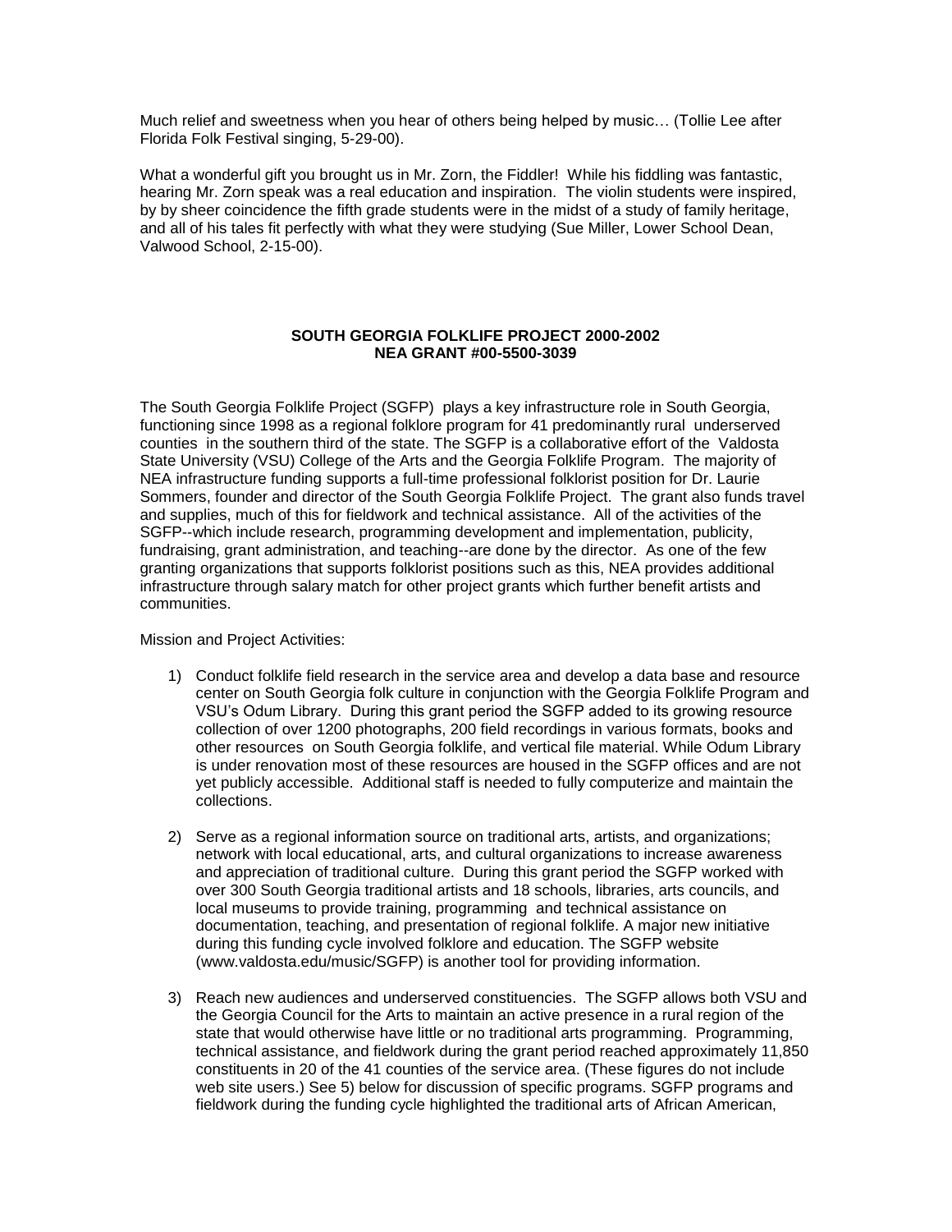Much relief and sweetness when you hear of others being helped by music… (Tollie Lee after Florida Folk Festival singing, 5-29-00).

What a wonderful gift you brought us in Mr. Zorn, the Fiddler! While his fiddling was fantastic, hearing Mr. Zorn speak was a real education and inspiration. The violin students were inspired, by by sheer coincidence the fifth grade students were in the midst of a study of family heritage, and all of his tales fit perfectly with what they were studying (Sue Miller, Lower School Dean, Valwood School, 2-15-00).

**SOUTH GEORGIA FOLKLIFE PROJECT 2000-2002**
**NEA GRANT #00-5500-3039**

The South Georgia Folklife Project (SGFP) plays a key infrastructure role in South Georgia, functioning since 1998 as a regional folklore program for 41 predominantly rural underserved counties in the southern third of the state. The SGFP is a collaborative effort of the Valdosta State University (VSU) College of the Arts and the Georgia Folklife Program. The majority of NEA infrastructure funding supports a full-time professional folklorist position for Dr. Laurie Sommers, founder and director of the South Georgia Folklife Project. The grant also funds travel and supplies, much of this for fieldwork and technical assistance. All of the activities of the SGFP--which include research, programming development and implementation, publicity, fundraising, grant administration, and teaching--are done by the director. As one of the few granting organizations that supports folklorist positions such as this, NEA provides additional infrastructure through salary match for other project grants which further benefit artists and communities.

Mission and Project Activities:

1) Conduct folklife field research in the service area and develop a data base and resource center on South Georgia folk culture in conjunction with the Georgia Folklife Program and VSU's Odum Library. During this grant period the SGFP added to its growing resource collection of over 1200 photographs, 200 field recordings in various formats, books and other resources on South Georgia folklife, and vertical file material. While Odum Library is under renovation most of these resources are housed in the SGFP offices and are not yet publicly accessible. Additional staff is needed to fully computerize and maintain the collections.

2) Serve as a regional information source on traditional arts, artists, and organizations; network with local educational, arts, and cultural organizations to increase awareness and appreciation of traditional culture. During this grant period the SGFP worked with over 300 South Georgia traditional artists and 18 schools, libraries, arts councils, and local museums to provide training, programming and technical assistance on documentation, teaching, and presentation of regional folklife. A major new initiative during this funding cycle involved folklore and education. The SGFP website (www.valdosta.edu/music/SGFP) is another tool for providing information.

3) Reach new audiences and underserved constituencies. The SGFP allows both VSU and the Georgia Council for the Arts to maintain an active presence in a rural region of the state that would otherwise have little or no traditional arts programming. Programming, technical assistance, and fieldwork during the grant period reached approximately 11,850 constituents in 20 of the 41 counties of the service area. (These figures do not include web site users.) See 5) below for discussion of specific programs. SGFP programs and fieldwork during the funding cycle highlighted the traditional arts of African American,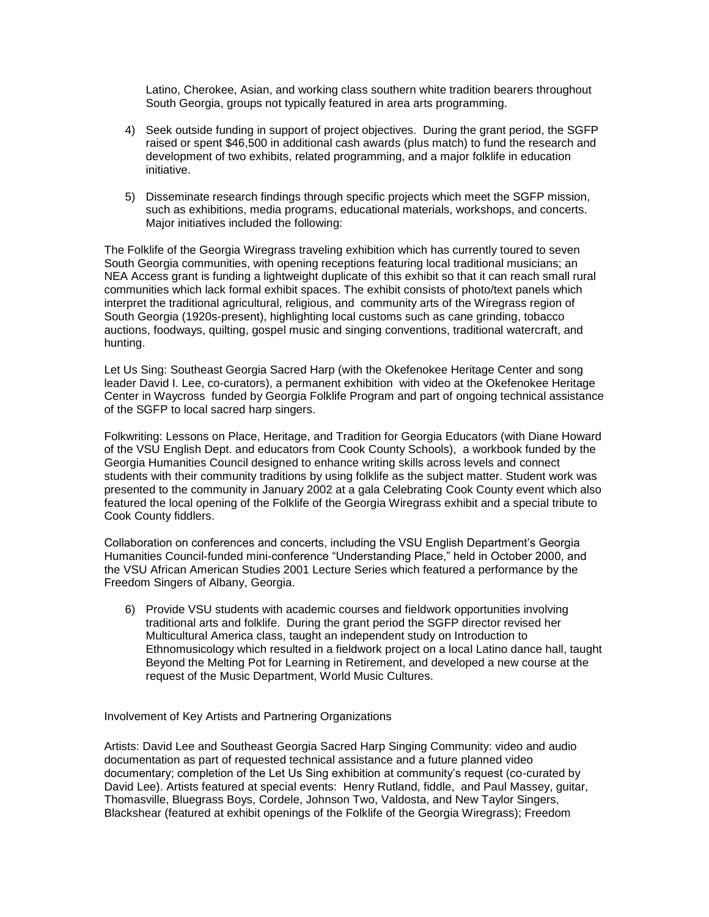Latino, Cherokee, Asian, and working class southern white tradition bearers throughout South Georgia, groups not typically featured in area arts programming.

4) Seek outside funding in support of project objectives. During the grant period, the SGFP raised or spent $46,500 in additional cash awards (plus match) to fund the research and development of two exhibits, related programming, and a major folklife in education initiative.

5) Disseminate research findings through specific projects which meet the SGFP mission, such as exhibitions, media programs, educational materials, workshops, and concerts. Major initiatives included the following:

The Folklife of the Georgia Wiregrass traveling exhibition which has currently toured to seven South Georgia communities, with opening receptions featuring local traditional musicians; an NEA Access grant is funding a lightweight duplicate of this exhibit so that it can reach small rural communities which lack formal exhibit spaces. The exhibit consists of photo/text panels which interpret the traditional agricultural, religious, and community arts of the Wiregrass region of South Georgia (1920s-present), highlighting local customs such as cane grinding, tobacco auctions, foodways, quilting, gospel music and singing conventions, traditional watercraft, and hunting.

Let Us Sing: Southeast Georgia Sacred Harp (with the Okefenokee Heritage Center and song leader David I. Lee, co-curators), a permanent exhibition with video at the Okefenokee Heritage Center in Waycross funded by Georgia Folklife Program and part of ongoing technical assistance of the SGFP to local sacred harp singers.

Folkwriting: Lessons on Place, Heritage, and Tradition for Georgia Educators (with Diane Howard of the VSU English Dept. and educators from Cook County Schools), a workbook funded by the Georgia Humanities Council designed to enhance writing skills across levels and connect students with their community traditions by using folklife as the subject matter. Student work was presented to the community in January 2002 at a gala Celebrating Cook County event which also featured the local opening of the Folklife of the Georgia Wiregrass exhibit and a special tribute to Cook County fiddlers.

Collaboration on conferences and concerts, including the VSU English Department's Georgia Humanities Council-funded mini-conference "Understanding Place," held in October 2000, and the VSU African American Studies 2001 Lecture Series which featured a performance by the Freedom Singers of Albany, Georgia.

6) Provide VSU students with academic courses and fieldwork opportunities involving traditional arts and folklife. During the grant period the SGFP director revised her Multicultural America class, taught an independent study on Introduction to Ethnomusicology which resulted in a fieldwork project on a local Latino dance hall, taught Beyond the Melting Pot for Learning in Retirement, and developed a new course at the request of the Music Department, World Music Cultures.

Involvement of Key Artists and Partnering Organizations

Artists: David Lee and Southeast Georgia Sacred Harp Singing Community: video and audio documentation as part of requested technical assistance and a future planned video documentary; completion of the Let Us Sing exhibition at community's request (co-curated by David Lee). Artists featured at special events: Henry Rutland, fiddle, and Paul Massey, guitar, Thomasville, Bluegrass Boys, Cordele, Johnson Two, Valdosta, and New Taylor Singers, Blackshear (featured at exhibit openings of the Folklife of the Georgia Wiregrass); Freedom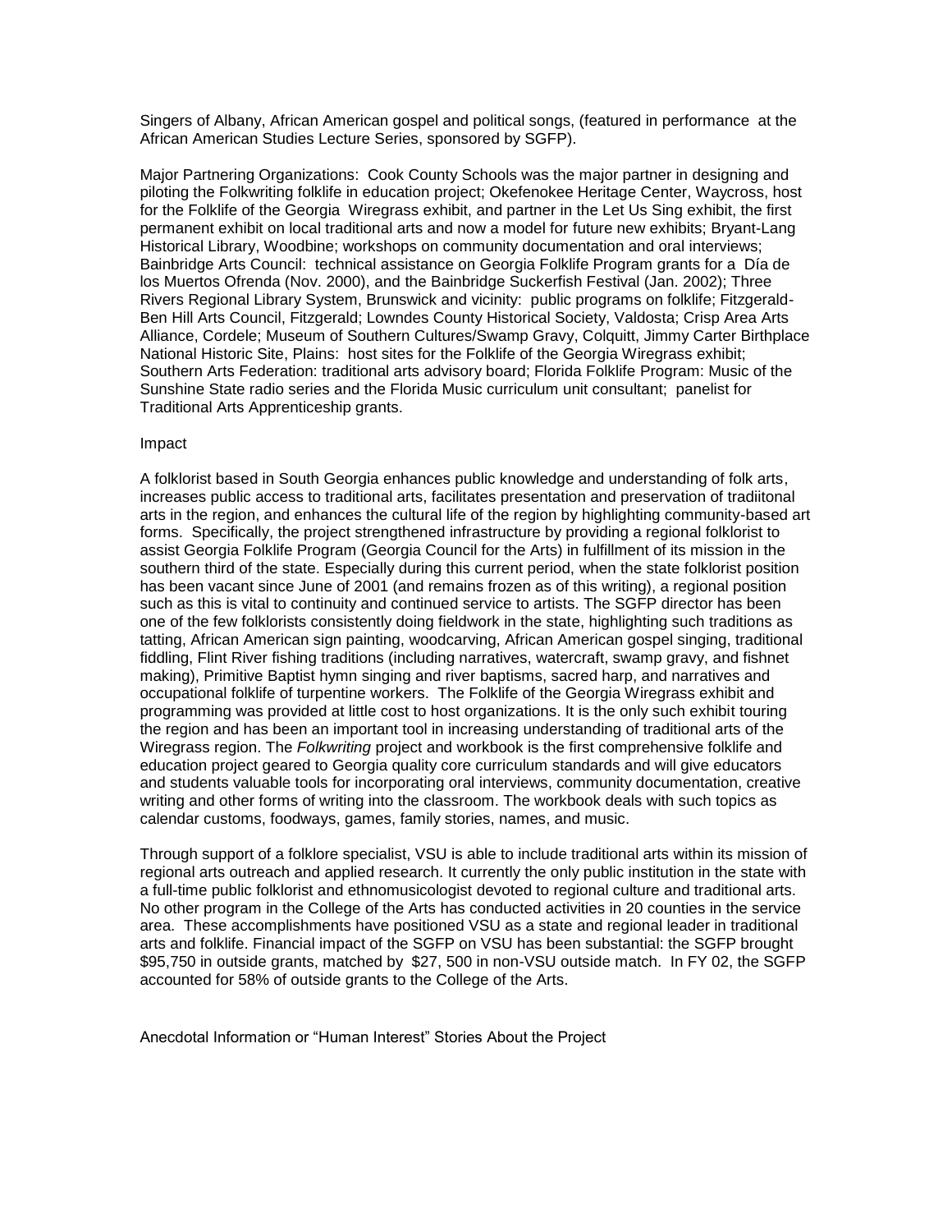Singers of Albany, African American gospel and political songs, (featured in performance at the African American Studies Lecture Series, sponsored by SGFP).

Major Partnering Organizations: Cook County Schools was the major partner in designing and piloting the Folkwriting folklife in education project; Okefenokee Heritage Center, Waycross, host for the Folklife of the Georgia Wiregrass exhibit, and partner in the Let Us Sing exhibit, the first permanent exhibit on local traditional arts and now a model for future new exhibits; Bryant-Lang Historical Library, Woodbine; workshops on community documentation and oral interviews; Bainbridge Arts Council: technical assistance on Georgia Folklife Program grants for a Día de los Muertos Ofrenda (Nov. 2000), and the Bainbridge Suckerfish Festival (Jan. 2002); Three Rivers Regional Library System, Brunswick and vicinity: public programs on folklife; Fitzgerald-Ben Hill Arts Council, Fitzgerald; Lowndes County Historical Society, Valdosta; Crisp Area Arts Alliance, Cordele; Museum of Southern Cultures/Swamp Gravy, Colquitt, Jimmy Carter Birthplace National Historic Site, Plains: host sites for the Folklife of the Georgia Wiregrass exhibit; Southern Arts Federation: traditional arts advisory board; Florida Folklife Program: Music of the Sunshine State radio series and the Florida Music curriculum unit consultant; panelist for Traditional Arts Apprenticeship grants.

Impact

A folklorist based in South Georgia enhances public knowledge and understanding of folk arts, increases public access to traditional arts, facilitates presentation and preservation of tradiitonal arts in the region, and enhances the cultural life of the region by highlighting community-based art forms. Specifically, the project strengthened infrastructure by providing a regional folklorist to assist Georgia Folklife Program (Georgia Council for the Arts) in fulfillment of its mission in the southern third of the state. Especially during this current period, when the state folklorist position has been vacant since June of 2001 (and remains frozen as of this writing), a regional position such as this is vital to continuity and continued service to artists. The SGFP director has been one of the few folklorists consistently doing fieldwork in the state, highlighting such traditions as tatting, African American sign painting, woodcarving, African American gospel singing, traditional fiddling, Flint River fishing traditions (including narratives, watercraft, swamp gravy, and fishnet making), Primitive Baptist hymn singing and river baptisms, sacred harp, and narratives and occupational folklife of turpentine workers. The Folklife of the Georgia Wiregrass exhibit and programming was provided at little cost to host organizations. It is the only such exhibit touring the region and has been an important tool in increasing understanding of traditional arts of the Wiregrass region. The *Folkwriting* project and workbook is the first comprehensive folklife and education project geared to Georgia quality core curriculum standards and will give educators and students valuable tools for incorporating oral interviews, community documentation, creative writing and other forms of writing into the classroom. The workbook deals with such topics as calendar customs, foodways, games, family stories, names, and music.

Through support of a folklore specialist, VSU is able to include traditional arts within its mission of regional arts outreach and applied research. It currently the only public institution in the state with a full-time public folklorist and ethnomusicologist devoted to regional culture and traditional arts. No other program in the College of the Arts has conducted activities in 20 counties in the service area. These accomplishments have positioned VSU as a state and regional leader in traditional arts and folklife. Financial impact of the SGFP on VSU has been substantial: the SGFP brought $95,750 in outside grants, matched by $27, 500 in non-VSU outside match. In FY 02, the SGFP accounted for 58% of outside grants to the College of the Arts.

Anecdotal Information or "Human Interest" Stories About the Project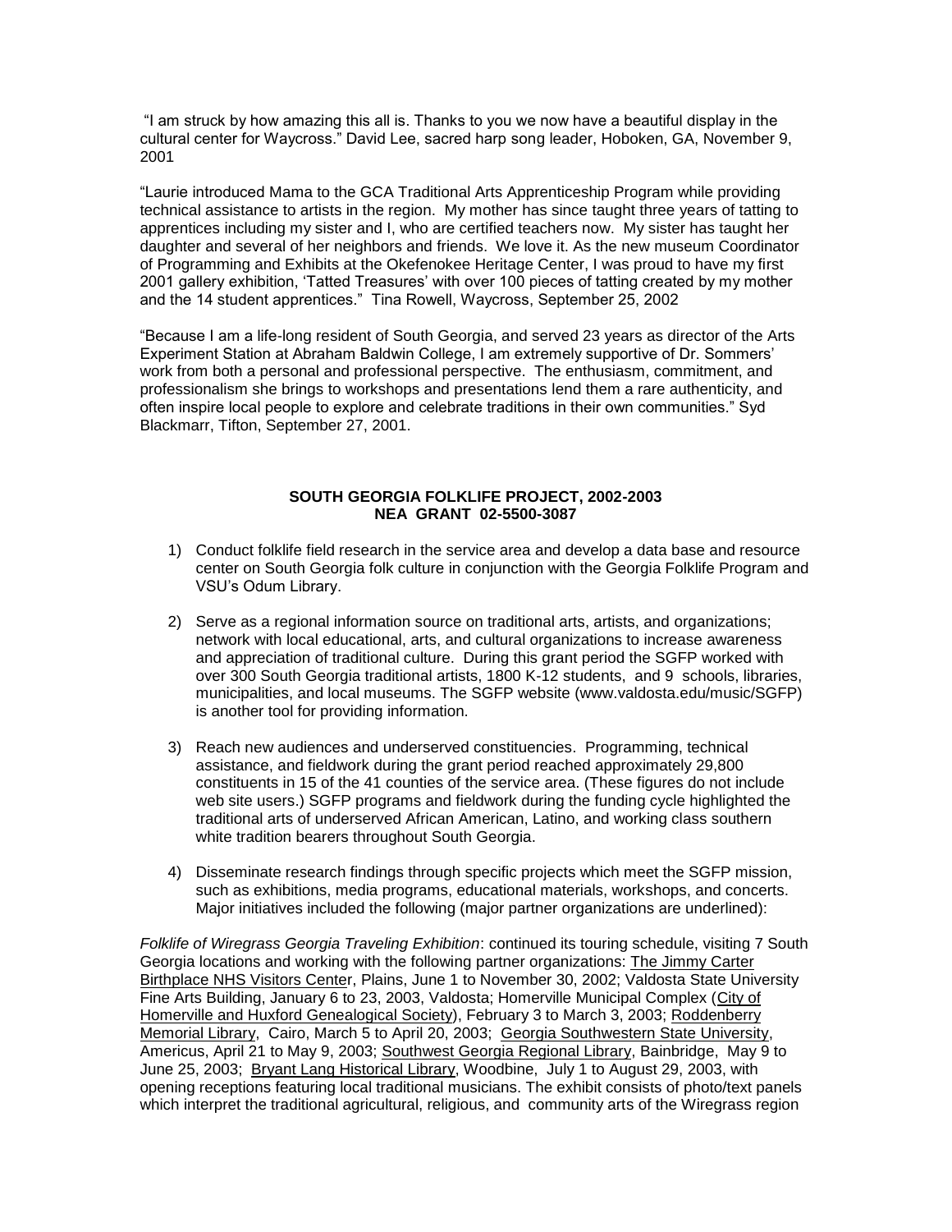"I am struck by how amazing this all is. Thanks to you we now have a beautiful display in the cultural center for Waycross." David Lee, sacred harp song leader, Hoboken, GA, November 9, 2001

"Laurie introduced Mama to the GCA Traditional Arts Apprenticeship Program while providing technical assistance to artists in the region. My mother has since taught three years of tatting to apprentices including my sister and I, who are certified teachers now. My sister has taught her daughter and several of her neighbors and friends. We love it. As the new museum Coordinator of Programming and Exhibits at the Okefenokee Heritage Center, I was proud to have my first 2001 gallery exhibition, 'Tatted Treasures' with over 100 pieces of tatting created by my mother and the 14 student apprentices." Tina Rowell, Waycross, September 25, 2002

"Because I am a life-long resident of South Georgia, and served 23 years as director of the Arts Experiment Station at Abraham Baldwin College, I am extremely supportive of Dr. Sommers' work from both a personal and professional perspective. The enthusiasm, commitment, and professionalism she brings to workshops and presentations lend them a rare authenticity, and often inspire local people to explore and celebrate traditions in their own communities." Syd Blackmarr, Tifton, September 27, 2001.

**SOUTH GEORGIA FOLKLIFE PROJECT, 2002-2003**
**NEA GRANT 02-5500-3087**

1) Conduct folklife field research in the service area and develop a data base and resource center on South Georgia folk culture in conjunction with the Georgia Folklife Program and VSU's Odum Library.

2) Serve as a regional information source on traditional arts, artists, and organizations; network with local educational, arts, and cultural organizations to increase awareness and appreciation of traditional culture. During this grant period the SGFP worked with over 300 South Georgia traditional artists, 1800 K-12 students, and 9 schools, libraries, municipalities, and local museums. The SGFP website (www.valdosta.edu/music/SGFP) is another tool for providing information.

3) Reach new audiences and underserved constituencies. Programming, technical assistance, and fieldwork during the grant period reached approximately 29,800 constituents in 15 of the 41 counties of the service area. (These figures do not include web site users.) SGFP programs and fieldwork during the funding cycle highlighted the traditional arts of underserved African American, Latino, and working class southern white tradition bearers throughout South Georgia.

4) Disseminate research findings through specific projects which meet the SGFP mission, such as exhibitions, media programs, educational materials, workshops, and concerts. Major initiatives included the following (major partner organizations are underlined):

*Folklife of Wiregrass Georgia Traveling Exhibition*: continued its touring schedule, visiting 7 South Georgia locations and working with the following partner organizations: <u>The Jimmy Carter Birthplace NHS Visitors Center</u>, Plains, June 1 to November 30, 2002; Valdosta State University Fine Arts Building, January 6 to 23, 2003, Valdosta; Homerville Municipal Complex (<u>City of Homerville and Huxford Genealogical Society</u>), February 3 to March 3, 2003; <u>Roddenberry Memorial Library</u>, Cairo, March 5 to April 20, 2003; <u>Georgia Southwestern State University</u>, Americus, April 21 to May 9, 2003; <u>Southwest Georgia Regional Library</u>, Bainbridge, May 9 to June 25, 2003; <u>Bryant Lang Historical Library</u>, Woodbine, July 1 to August 29, 2003, with opening receptions featuring local traditional musicians. The exhibit consists of photo/text panels which interpret the traditional agricultural, religious, and community arts of the Wiregrass region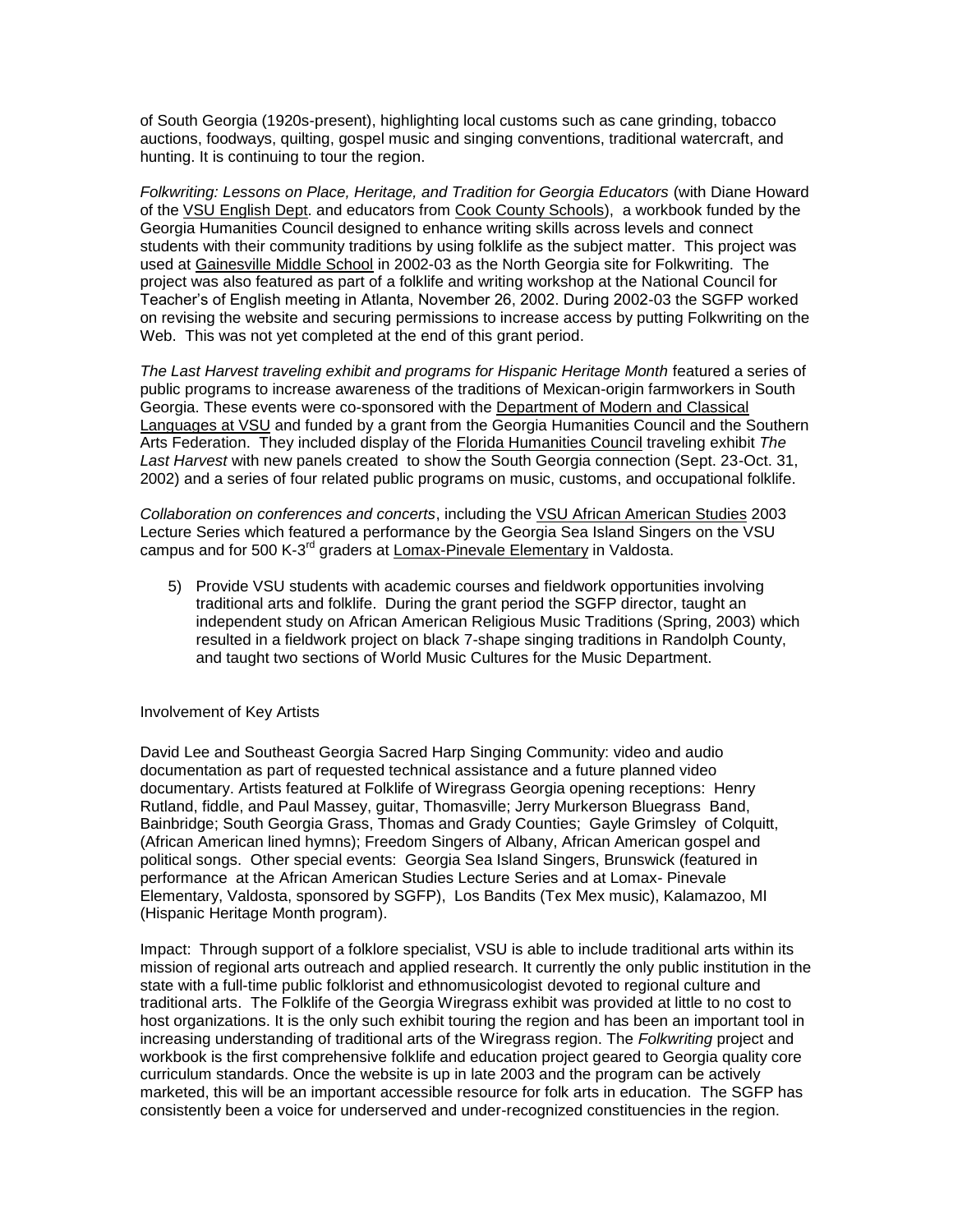of South Georgia (1920s-present), highlighting local customs such as cane grinding, tobacco auctions, foodways, quilting, gospel music and singing conventions, traditional watercraft, and hunting. It is continuing to tour the region.

*Folkwriting: Lessons on Place, Heritage, and Tradition for Georgia Educators* (with Diane Howard of the VSU English Dept. and educators from Cook County Schools), a workbook funded by the Georgia Humanities Council designed to enhance writing skills across levels and connect students with their community traditions by using folklife as the subject matter. This project was used at Gainesville Middle School in 2002-03 as the North Georgia site for Folkwriting. The project was also featured as part of a folklife and writing workshop at the National Council for Teacher's of English meeting in Atlanta, November 26, 2002. During 2002-03 the SGFP worked on revising the website and securing permissions to increase access by putting Folkwriting on the Web. This was not yet completed at the end of this grant period.

*The Last Harvest traveling exhibit and programs for Hispanic Heritage Month* featured a series of public programs to increase awareness of the traditions of Mexican-origin farmworkers in South Georgia. These events were co-sponsored with the Department of Modern and Classical Languages at VSU and funded by a grant from the Georgia Humanities Council and the Southern Arts Federation. They included display of the Florida Humanities Council traveling exhibit *The Last Harvest* with new panels created to show the South Georgia connection (Sept. 23-Oct. 31, 2002) and a series of four related public programs on music, customs, and occupational folklife.

*Collaboration on conferences and concerts*, including the VSU African American Studies 2003 Lecture Series which featured a performance by the Georgia Sea Island Singers on the VSU campus and for 500 K-3rd graders at Lomax-Pinevale Elementary in Valdosta.

5) Provide VSU students with academic courses and fieldwork opportunities involving traditional arts and folklife. During the grant period the SGFP director, taught an independent study on African American Religious Music Traditions (Spring, 2003) which resulted in a fieldwork project on black 7-shape singing traditions in Randolph County, and taught two sections of World Music Cultures for the Music Department.

Involvement of Key Artists

David Lee and Southeast Georgia Sacred Harp Singing Community: video and audio documentation as part of requested technical assistance and a future planned video documentary. Artists featured at Folklife of Wiregrass Georgia opening receptions: Henry Rutland, fiddle, and Paul Massey, guitar, Thomasville; Jerry Murkerson Bluegrass Band, Bainbridge; South Georgia Grass, Thomas and Grady Counties; Gayle Grimsley of Colquitt, (African American lined hymns); Freedom Singers of Albany, African American gospel and political songs. Other special events: Georgia Sea Island Singers, Brunswick (featured in performance at the African American Studies Lecture Series and at Lomax- Pinevale Elementary, Valdosta, sponsored by SGFP), Los Bandits (Tex Mex music), Kalamazoo, MI (Hispanic Heritage Month program).

Impact: Through support of a folklore specialist, VSU is able to include traditional arts within its mission of regional arts outreach and applied research. It currently the only public institution in the state with a full-time public folklorist and ethnomusicologist devoted to regional culture and traditional arts. The Folklife of the Georgia Wiregrass exhibit was provided at little to no cost to host organizations. It is the only such exhibit touring the region and has been an important tool in increasing understanding of traditional arts of the Wiregrass region. The *Folkwriting* project and workbook is the first comprehensive folklife and education project geared to Georgia quality core curriculum standards. Once the website is up in late 2003 and the program can be actively marketed, this will be an important accessible resource for folk arts in education. The SGFP has consistently been a voice for underserved and under-recognized constituencies in the region.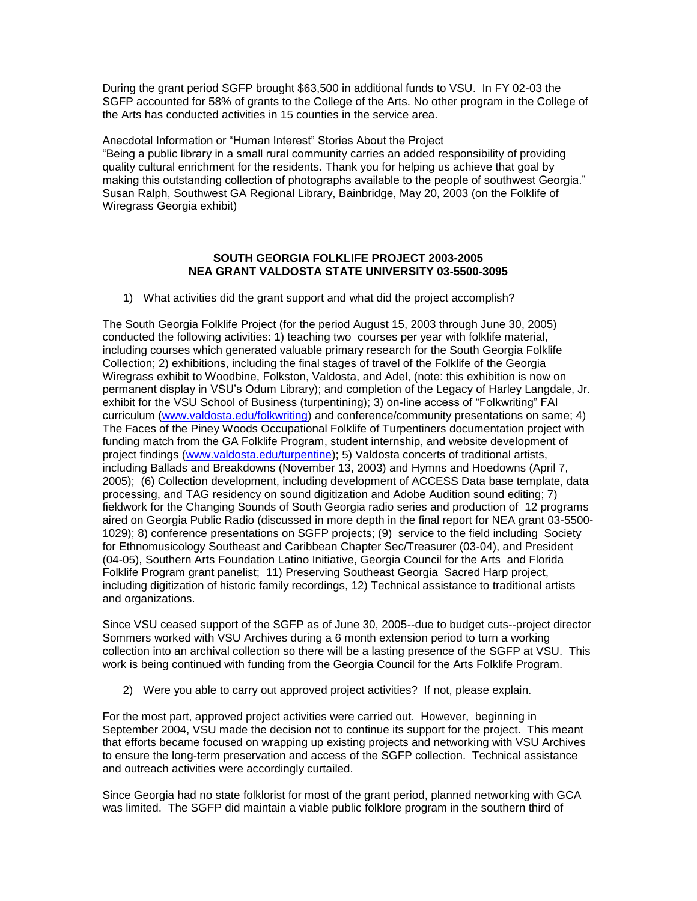During the grant period SGFP brought $63,500 in additional funds to VSU. In FY 02-03 the SGFP accounted for 58% of grants to the College of the Arts. No other program in the College of the Arts has conducted activities in 15 counties in the service area.

Anecdotal Information or "Human Interest" Stories About the Project

"Being a public library in a small rural community carries an added responsibility of providing quality cultural enrichment for the residents. Thank you for helping us achieve that goal by making this outstanding collection of photographs available to the people of southwest Georgia." Susan Ralph, Southwest GA Regional Library, Bainbridge, May 20, 2003 (on the Folklife of Wiregrass Georgia exhibit)

**SOUTH GEORGIA FOLKLIFE PROJECT 2003-2005**
**NEA GRANT VALDOSTA STATE UNIVERSITY 03-5500-3095**

1) What activities did the grant support and what did the project accomplish?

The South Georgia Folklife Project (for the period August 15, 2003 through June 30, 2005) conducted the following activities: 1) teaching two courses per year with folklife material, including courses which generated valuable primary research for the South Georgia Folklife Collection; 2) exhibitions, including the final stages of travel of the Folklife of the Georgia Wiregrass exhibit to Woodbine, Folkston, Valdosta, and Adel, (note: this exhibition is now on permanent display in VSU's Odum Library); and completion of the Legacy of Harley Langdale, Jr. exhibit for the VSU School of Business (turpentining); 3) on-line access of "Folkwriting" FAI curriculum (www.valdosta.edu/folkwriting) and conference/community presentations on same; 4) The Faces of the Piney Woods Occupational Folklife of Turpentiners documentation project with funding match from the GA Folklife Program, student internship, and website development of project findings (www.valdosta.edu/turpentine); 5) Valdosta concerts of traditional artists, including Ballads and Breakdowns (November 13, 2003) and Hymns and Hoedowns (April 7, 2005); (6) Collection development, including development of ACCESS Data base template, data processing, and TAG residency on sound digitization and Adobe Audition sound editing; 7) fieldwork for the Changing Sounds of South Georgia radio series and production of 12 programs aired on Georgia Public Radio (discussed in more depth in the final report for NEA grant 03-5500-1029); 8) conference presentations on SGFP projects; (9) service to the field including Society for Ethnomusicology Southeast and Caribbean Chapter Sec/Treasurer (03-04), and President (04-05), Southern Arts Foundation Latino Initiative, Georgia Council for the Arts and Florida Folklife Program grant panelist; 11) Preserving Southeast Georgia Sacred Harp project, including digitization of historic family recordings, 12) Technical assistance to traditional artists and organizations.

Since VSU ceased support of the SGFP as of June 30, 2005--due to budget cuts--project director Sommers worked with VSU Archives during a 6 month extension period to turn a working collection into an archival collection so there will be a lasting presence of the SGFP at VSU. This work is being continued with funding from the Georgia Council for the Arts Folklife Program.

2) Were you able to carry out approved project activities? If not, please explain.

For the most part, approved project activities were carried out. However, beginning in September 2004, VSU made the decision not to continue its support for the project. This meant that efforts became focused on wrapping up existing projects and networking with VSU Archives to ensure the long-term preservation and access of the SGFP collection. Technical assistance and outreach activities were accordingly curtailed.

Since Georgia had no state folklorist for most of the grant period, planned networking with GCA was limited. The SGFP did maintain a viable public folklore program in the southern third of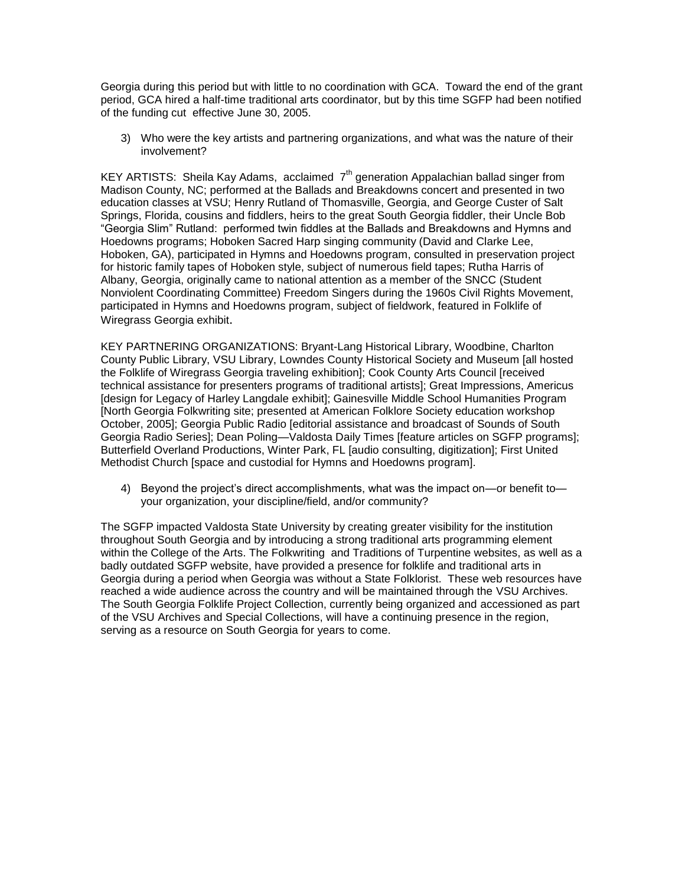Georgia during this period but with little to no coordination with GCA. Toward the end of the grant period, GCA hired a half-time traditional arts coordinator, but by this time SGFP had been notified of the funding cut effective June 30, 2005.

3) Who were the key artists and partnering organizations, and what was the nature of their involvement?

KEY ARTISTS: Sheila Kay Adams, acclaimed 7th generation Appalachian ballad singer from Madison County, NC; performed at the Ballads and Breakdowns concert and presented in two education classes at VSU; Henry Rutland of Thomasville, Georgia, and George Custer of Salt Springs, Florida, cousins and fiddlers, heirs to the great South Georgia fiddler, their Uncle Bob "Georgia Slim" Rutland: performed twin fiddles at the Ballads and Breakdowns and Hymns and Hoedowns programs; Hoboken Sacred Harp singing community (David and Clarke Lee, Hoboken, GA), participated in Hymns and Hoedowns program, consulted in preservation project for historic family tapes of Hoboken style, subject of numerous field tapes; Rutha Harris of Albany, Georgia, originally came to national attention as a member of the SNCC (Student Nonviolent Coordinating Committee) Freedom Singers during the 1960s Civil Rights Movement, participated in Hymns and Hoedowns program, subject of fieldwork, featured in Folklife of Wiregrass Georgia exhibit.

KEY PARTNERING ORGANIZATIONS: Bryant-Lang Historical Library, Woodbine, Charlton County Public Library, VSU Library, Lowndes County Historical Society and Museum [all hosted the Folklife of Wiregrass Georgia traveling exhibition]; Cook County Arts Council [received technical assistance for presenters programs of traditional artists]; Great Impressions, Americus [design for Legacy of Harley Langdale exhibit]; Gainesville Middle School Humanities Program [North Georgia Folkwriting site; presented at American Folklore Society education workshop October, 2005]; Georgia Public Radio [editorial assistance and broadcast of Sounds of South Georgia Radio Series]; Dean Poling—Valdosta Daily Times [feature articles on SGFP programs]; Butterfield Overland Productions, Winter Park, FL [audio consulting, digitization]; First United Methodist Church [space and custodial for Hymns and Hoedowns program].

4) Beyond the project's direct accomplishments, what was the impact on—or benefit to—your organization, your discipline/field, and/or community?

The SGFP impacted Valdosta State University by creating greater visibility for the institution throughout South Georgia and by introducing a strong traditional arts programming element within the College of the Arts. The Folkwriting and Traditions of Turpentine websites, as well as a badly outdated SGFP website, have provided a presence for folklife and traditional arts in Georgia during a period when Georgia was without a State Folklorist. These web resources have reached a wide audience across the country and will be maintained through the VSU Archives. The South Georgia Folklife Project Collection, currently being organized and accessioned as part of the VSU Archives and Special Collections, will have a continuing presence in the region, serving as a resource on South Georgia for years to come.